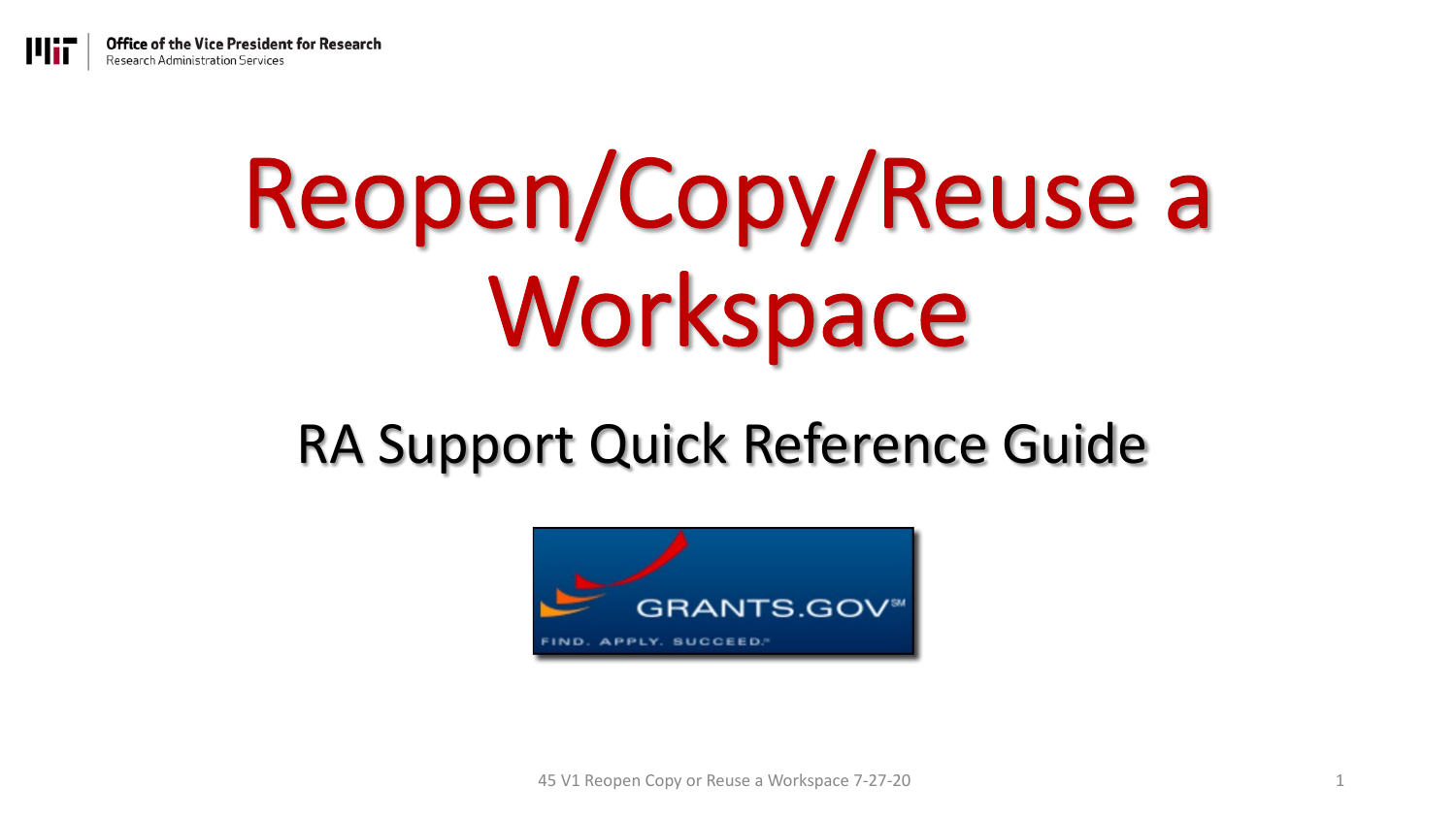Office of the Vice President for Research
Research Administration Services

# Reopen/Copy/Reuse a Workspace

## RA Support Quick Reference Guide

GRANTS.GOV
FIND. APPLY. SUCCEED.

45 V1 Reopen Copy or Reuse a Workspace 7-27-20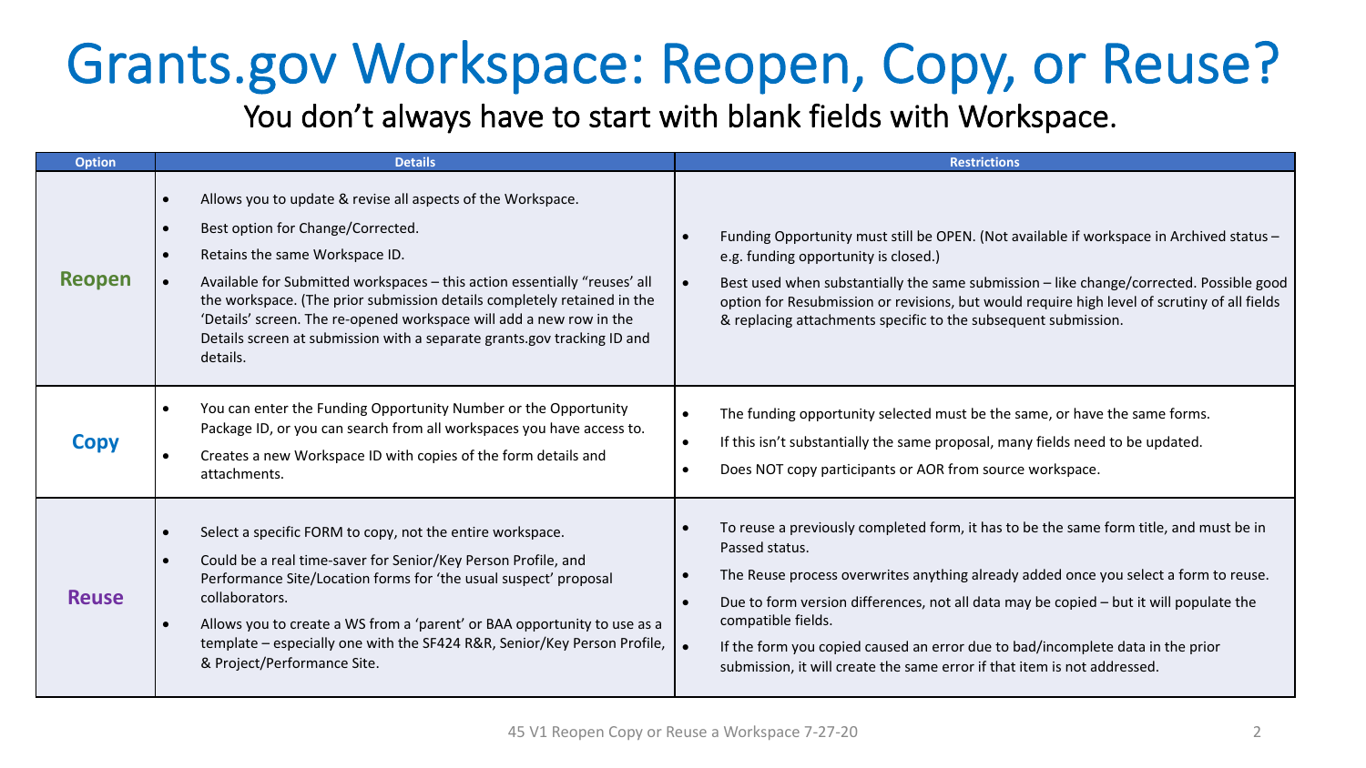# Grants.gov Workspace: Reopen, Copy, or Reuse?

You don't always have to start with blank fields with Workspace.

| Option | Details | Restrictions |
|---|---|---|
| **Reopen** | • Allows you to update & revise all aspects of the Workspace.<br>• Best option for Change/Corrected.<br>• Retains the same Workspace ID.<br>• Available for Submitted workspaces – this action essentially "reuses' all the workspace. (The prior submission details completely retained in the 'Details' screen. The re-opened workspace will add a new row in the Details screen at submission with a separate grants.gov tracking ID and details. | • Funding Opportunity must still be OPEN. (Not available if workspace in Archived status – e.g. funding opportunity is closed.)<br>• Best used when substantially the same submission – like change/corrected. Possible good option for Resubmission or revisions, but would require high level of scrutiny of all fields & replacing attachments specific to the subsequent submission. |
| **Copy** | • You can enter the Funding Opportunity Number or the Opportunity Package ID, or you can search from all workspaces you have access to.<br>• Creates a new Workspace ID with copies of the form details and attachments. | • The funding opportunity selected must be the same, or have the same forms.<br>• If this isn't substantially the same proposal, many fields need to be updated.<br>• Does NOT copy participants or AOR from source workspace. |
| **Reuse** | • Select a specific FORM to copy, not the entire workspace.<br>• Could be a real time-saver for Senior/Key Person Profile, and Performance Site/Location forms for 'the usual suspect' proposal collaborators.<br>• Allows you to create a WS from a 'parent' or BAA opportunity to use as a template – especially one with the SF424 R&R, Senior/Key Person Profile, & Project/Performance Site. | • To reuse a previously completed form, it has to be the same form title, and must be in Passed status.<br>• The Reuse process overwrites anything already added once you select a form to reuse.<br>• Due to form version differences, not all data may be copied – but it will populate the compatible fields.<br>• If the form you copied caused an error due to bad/incomplete data in the prior submission, it will create the same error if that item is not addressed. |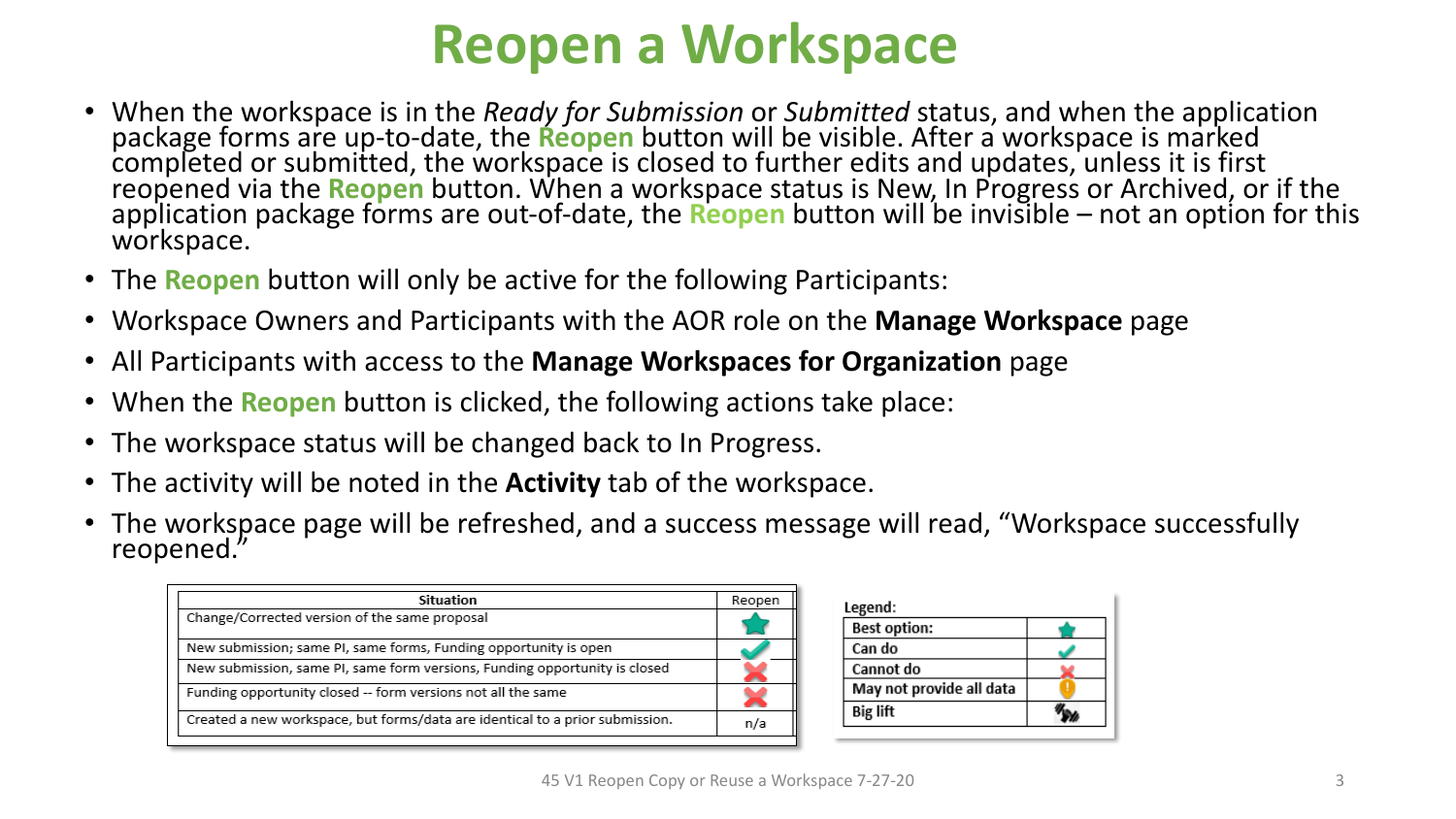# Reopen a Workspace

- When the workspace is in the *Ready for Submission* or *Submitted* status, and when the application package forms are up-to-date, the **Reopen** button will be visible. After a workspace is marked completed or submitted, the workspace is closed to further edits and updates, unless it is first reopened via the **Reopen** button. When a workspace status is New, In Progress or Archived, or if the application package forms are out-of-date, the **Reopen** button will be invisible – not an option for this workspace.
- The **Reopen** button will only be active for the following Participants:
- Workspace Owners and Participants with the AOR role on the **Manage Workspace** page
- All Participants with access to the **Manage Workspaces for Organization** page
- When the **Reopen** button is clicked, the following actions take place:
- The workspace status will be changed back to In Progress.
- The activity will be noted in the **Activity** tab of the workspace.
- The workspace page will be refreshed, and a success message will read, "Workspace successfully reopened."

| Situation | Reopen |
|---|---|
| Change/Corrected version of the same proposal | ★ |
| New submission; same PI, same forms, Funding opportunity is open | ✔ |
| New submission, same PI, same form versions, Funding opportunity is closed | ✘ |
| Funding opportunity closed -- form versions not all the same | ✘ |
| Created a new workspace, but forms/data are identical to a prior submission. | n/a |

Legend:

| | |
|---|---|
| **Best option:** | ★ |
| **Can do** | ✔ |
| **Cannot do** | ✘ |
| **May not provide all data** | ! |
| **Big lift** | (big lift icon) |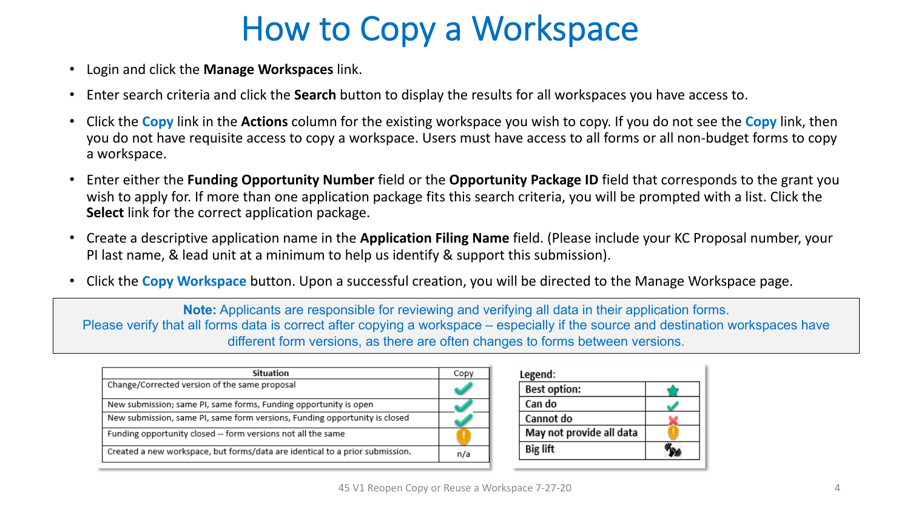# How to Copy a Workspace

- Login and click the **Manage Workspaces** link.
- Enter search criteria and click the **Search** button to display the results for all workspaces you have access to.
- Click the **Copy** link in the **Actions** column for the existing workspace you wish to copy. If you do not see the **Copy** link, then you do not have requisite access to copy a workspace. Users must have access to all forms or all non-budget forms to copy a workspace.
- Enter either the **Funding Opportunity Number** field or the **Opportunity Package ID** field that corresponds to the grant you wish to apply for. If more than one application package fits this search criteria, you will be prompted with a list. Click the **Select** link for the correct application package.
- Create a descriptive application name in the **Application Filing Name** field. (Please include your KC Proposal number, your PI last name, & lead unit at a minimum to help us identify & support this submission).
- Click the **Copy Workspace** button. Upon a successful creation, you will be directed to the Manage Workspace page.

**Note:** Applicants are responsible for reviewing and verifying all data in their application forms. Please verify that all forms data is correct after copying a workspace – especially if the source and destination workspaces have different form versions, as there are often changes to forms between versions.

| Situation | Copy |
|---|---|
| Change/Corrected version of the same proposal | ✔ |
| New submission; same PI, same forms, Funding opportunity is open | ✔ |
| New submission, same PI, same form versions, Funding opportunity is closed | ✔ |
| Funding opportunity closed -- form versions not all the same | ! |
| Created a new workspace, but forms/data are identical to a prior submission. | n/a |

| Legend: | |
|---|---|
| Best option: | ★ |
| Can do | ✔ |
| Cannot do | ✘ |
| May not provide all data | ! |
| Big lift | 🏋 |

45 V1 Reopen Copy or Reuse a Workspace 7-27-20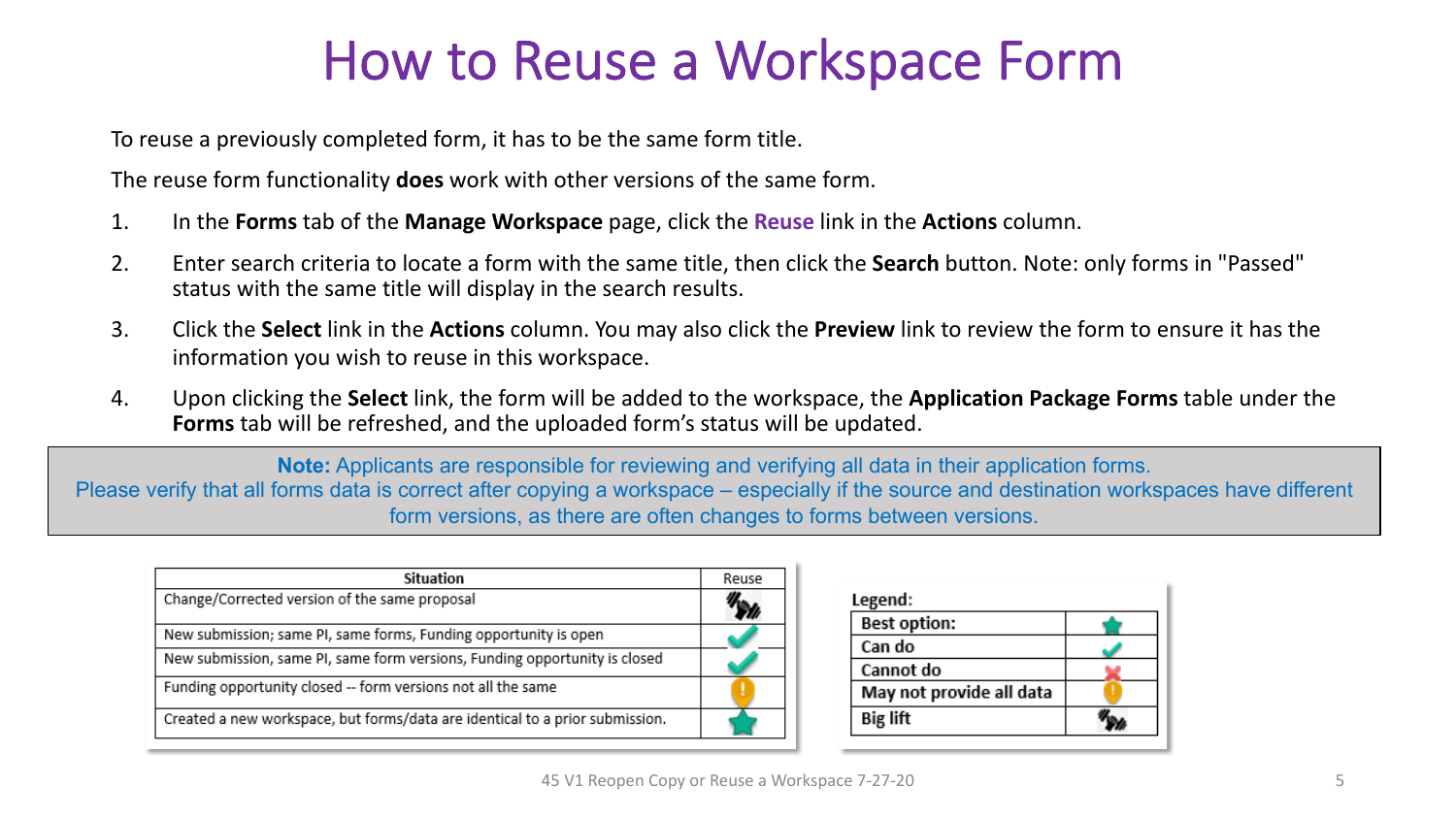# How to Reuse a Workspace Form

To reuse a previously completed form, it has to be the same form title.

The reuse form functionality **does** work with other versions of the same form.

1. In the **Forms** tab of the **Manage Workspace** page, click the **Reuse** link in the **Actions** column.
2. Enter search criteria to locate a form with the same title, then click the **Search** button. Note: only forms in "Passed" status with the same title will display in the search results.
3. Click the **Select** link in the **Actions** column. You may also click the **Preview** link to review the form to ensure it has the information you wish to reuse in this workspace.
4. Upon clicking the **Select** link, the form will be added to the workspace, the **Application Package Forms** table under the **Forms** tab will be refreshed, and the uploaded form's status will be updated.

> **Note:** Applicants are responsible for reviewing and verifying all data in their application forms. Please verify that all forms data is correct after copying a workspace – especially if the source and destination workspaces have different form versions, as there are often changes to forms between versions.

| Situation | Reuse |
|---|---|
| Change/Corrected version of the same proposal | Big lift |
| New submission; same PI, same forms, Funding opportunity is open | Can do |
| New submission, same PI, same form versions, Funding opportunity is closed | Can do |
| Funding opportunity closed -- form versions not all the same | May not provide all data |
| Created a new workspace, but forms/data are identical to a prior submission. | Best option |

| Legend: | |
|---|---|
| Best option: | ★ |
| Can do | ✓ |
| Cannot do | ✗ |
| May not provide all data | ! |
| Big lift | (weightlifting icon) |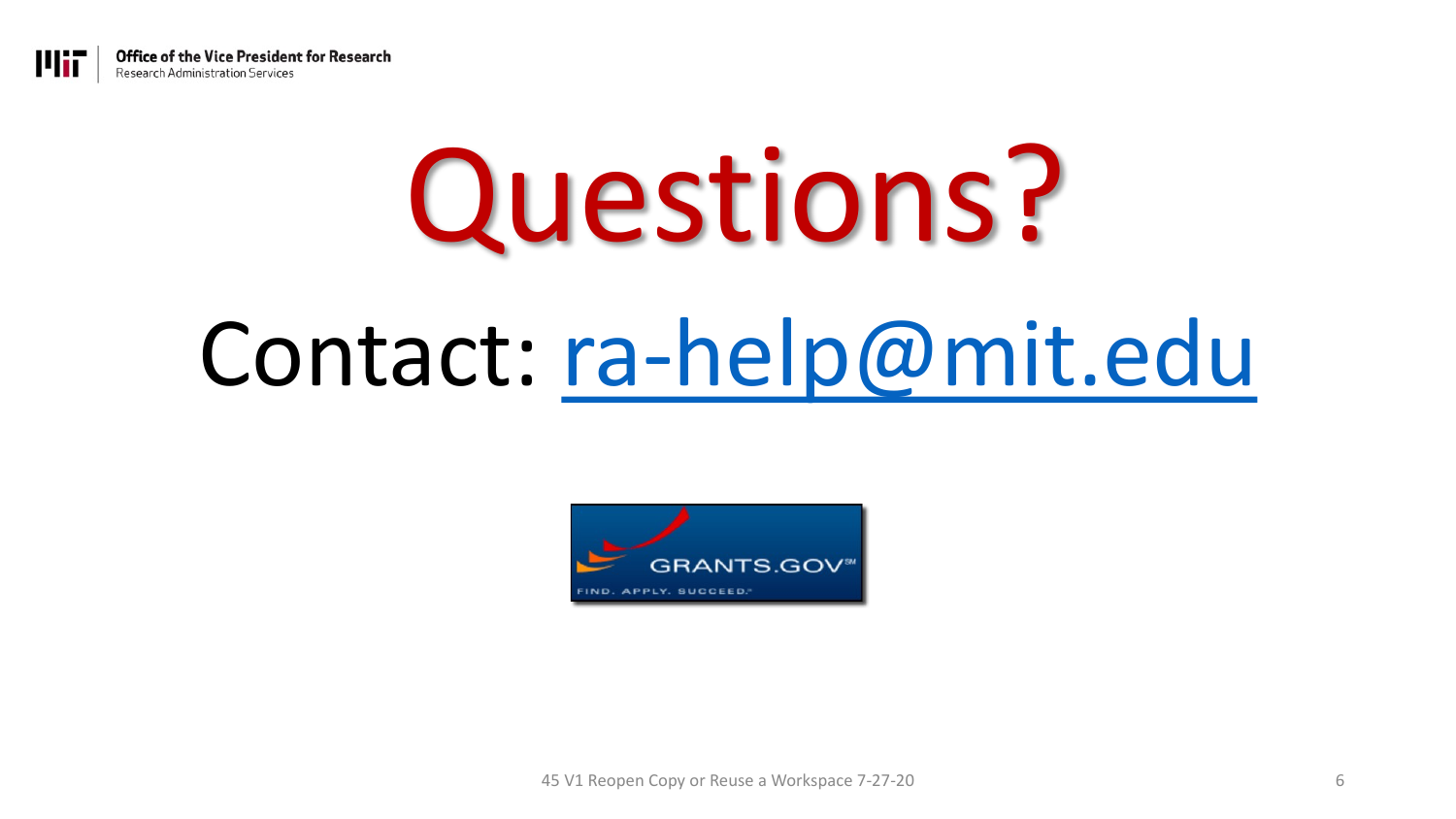# Questions?

Contact: ra-help@mit.edu